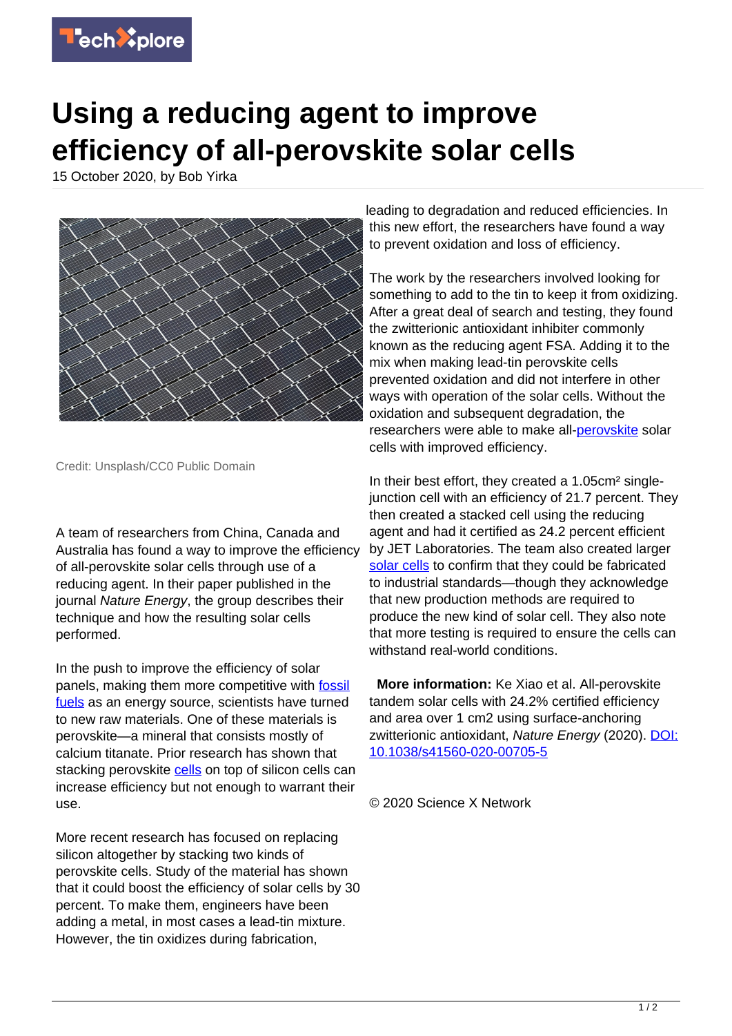# Using a reducing agent to improve efficiency of all-perovskite solar cells

15 October 2020, by Bob Yirka

Credit: Unsplash/CC0 Public Domain

A team of researchers from China, Canada and Australia has found a way to improve the efficiency of all-perovskite solar cells through use of a reducing agent. In their paper published in the journal *Nature Energy*, the group describes their technique and how the resulting solar cells performed.

In the push to improve the efficiency of solar panels, making them more competitive with fossil fuels as an energy source, scientists have turned to new raw materials. One of these materials is perovskite—a mineral that consists mostly of calcium titanate. Prior research has shown that stacking perovskite cells on top of silicon cells can increase efficiency but not enough to warrant their use.

More recent research has focused on replacing silicon altogether by stacking two kinds of perovskite cells. Study of the material has shown that it could boost the efficiency of solar cells by 30 percent. To make them, engineers have been adding a metal, in most cases a lead-tin mixture. However, the tin oxidizes during fabrication, leading to degradation and reduced efficiencies. In this new effort, the researchers have found a way to prevent oxidation and loss of efficiency.

The work by the researchers involved looking for something to add to the tin to keep it from oxidizing. After a great deal of search and testing, they found the zwitterionic antioxidant inhibiter commonly known as the reducing agent FSA. Adding it to the mix when making lead-tin perovskite cells prevented oxidation and did not interfere in other ways with operation of the solar cells. Without the oxidation and subsequent degradation, the researchers were able to make all-perovskite solar cells with improved efficiency.

In their best effort, they created a 1.05cm² single-junction cell with an efficiency of 21.7 percent. They then created a stacked cell using the reducing agent and had it certified as 24.2 percent efficient by JET Laboratories. The team also created larger solar cells to confirm that they could be fabricated to industrial standards—though they acknowledge that new production methods are required to produce the new kind of solar cell. They also note that more testing is required to ensure the cells can withstand real-world conditions.

**More information:** Ke Xiao et al. All-perovskite tandem solar cells with 24.2% certified efficiency and area over 1 cm2 using surface-anchoring zwitterionic antioxidant, *Nature Energy* (2020). DOI: 10.1038/s41560-020-00705-5

© 2020 Science X Network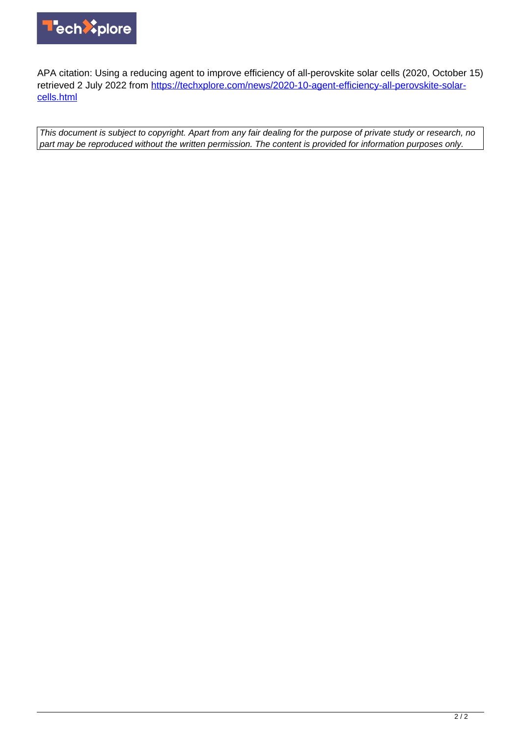APA citation: Using a reducing agent to improve efficiency of all-perovskite solar cells (2020, October 15) retrieved 2 July 2022 from [https://techxplore.com/news/2020-10-agent-efficiency-all-perovskite-solar-cells.html](https://techxplore.com/news/2020-10-agent-efficiency-all-perovskite-solar-cells.html)

*This document is subject to copyright. Apart from any fair dealing for the purpose of private study or research, no part may be reproduced without the written permission. The content is provided for information purposes only.*